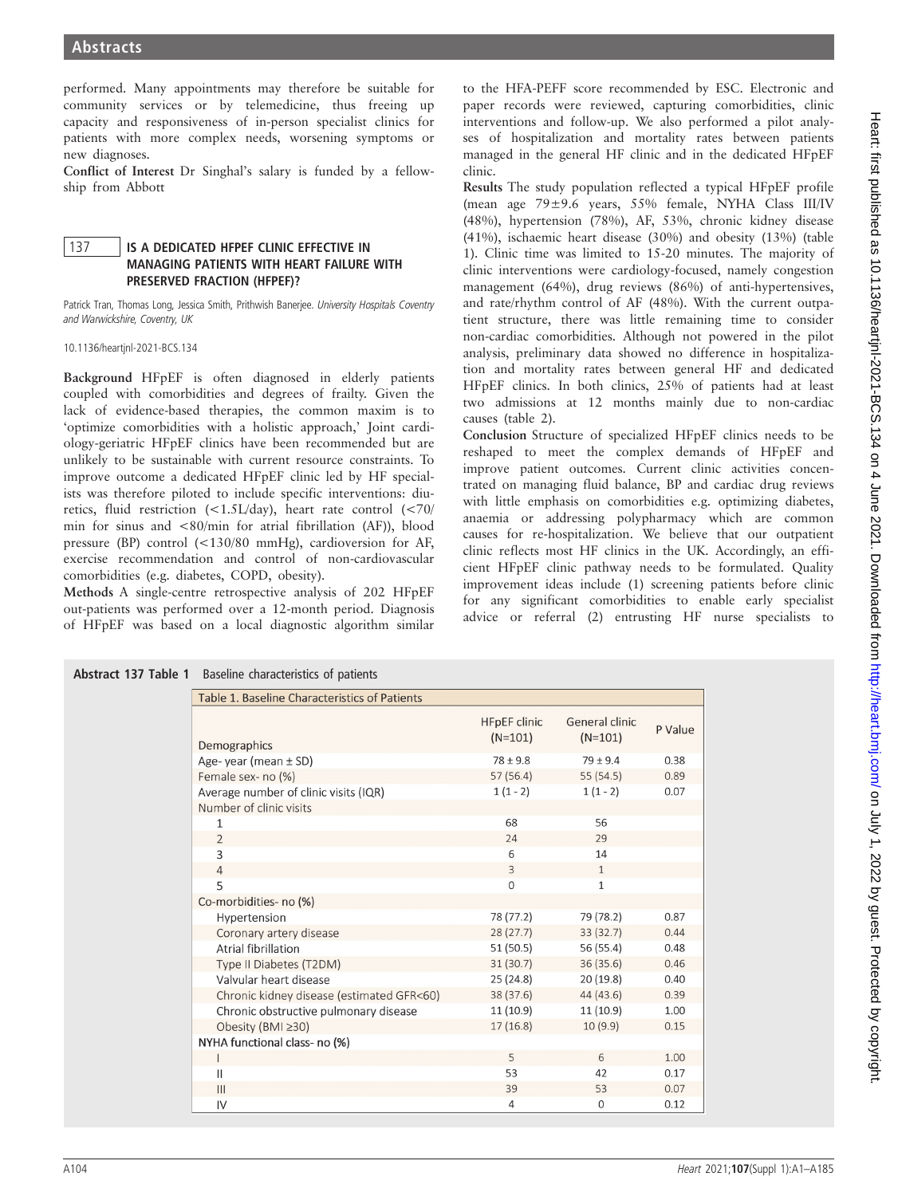performed. Many appointments may therefore be suitable for community services or by telemedicine, thus freeing up capacity and responsiveness of in-person specialist clinics for patients with more complex needs, worsening symptoms or new diagnoses.

**Conflict of Interest** Dr Singhal's salary is funded by a fellowship from Abbott

## 137 IS A DEDICATED HFPEF CLINIC EFFECTIVE IN MANAGING PATIENTS WITH HEART FAILURE WITH PRESERVED FRACTION (HFPEF)?

Patrick Tran, Thomas Long, Jessica Smith, Prithwish Banerjee. *University Hospitals Coventry and Warwickshire, Coventry, UK*

10.1136/heartjnl-2021-BCS.134

**Background** HFpEF is often diagnosed in elderly patients coupled with comorbidities and degrees of frailty. Given the lack of evidence-based therapies, the common maxim is to 'optimize comorbidities with a holistic approach,' Joint cardiology-geriatric HFpEF clinics have been recommended but are unlikely to be sustainable with current resource constraints. To improve outcome a dedicated HFpEF clinic led by HF specialists was therefore piloted to include specific interventions: diuretics, fluid restriction (<1.5L/day), heart rate control (<70/min for sinus and <80/min for atrial fibrillation (AF)), blood pressure (BP) control (<130/80 mmHg), cardioversion for AF, exercise recommendation and control of non-cardiovascular comorbidities (e.g. diabetes, COPD, obesity).

**Methods** A single-centre retrospective analysis of 202 HFpEF out-patients was performed over a 12-month period. Diagnosis of HFpEF was based on a local diagnostic algorithm similar to the HFA-PEFF score recommended by ESC. Electronic and paper records were reviewed, capturing comorbidities, clinic interventions and follow-up. We also performed a pilot analyses of hospitalization and mortality rates between patients managed in the general HF clinic and in the dedicated HFpEF clinic.

**Results** The study population reflected a typical HFpEF profile (mean age 79±9.6 years, 55% female, NYHA Class III/IV (48%), hypertension (78%), AF, 53%, chronic kidney disease (41%), ischaemic heart disease (30%) and obesity (13%) (table 1). Clinic time was limited to 15-20 minutes. The majority of clinic interventions were cardiology-focused, namely congestion management (64%), drug reviews (86%) of anti-hypertensives, and rate/rhythm control of AF (48%). With the current outpatient structure, there was little remaining time to consider non-cardiac comorbidities. Although not powered in the pilot analysis, preliminary data showed no difference in hospitalization and mortality rates between general HF and dedicated HFpEF clinics. In both clinics, 25% of patients had at least two admissions at 12 months mainly due to non-cardiac causes (table 2).

**Conclusion** Structure of specialized HFpEF clinics needs to be reshaped to meet the complex demands of HFpEF and improve patient outcomes. Current clinic activities concentrated on managing fluid balance, BP and cardiac drug reviews with little emphasis on comorbidities e.g. optimizing diabetes, anaemia or addressing polypharmacy which are common causes for re-hospitalization. We believe that our outpatient clinic reflects most HF clinics in the UK. Accordingly, an efficient HFpEF clinic pathway needs to be formulated. Quality improvement ideas include (1) screening patients before clinic for any significant comorbidities to enable early specialist advice or referral (2) entrusting HF nurse specialists to

**Abstract 137 Table 1** Baseline characteristics of patients

Table 1. Baseline Characteristics of Patients

| Demographics | HFpEF clinic (N=101) | General clinic (N=101) | P Value |
|---|---|---|---|
| Age- year (mean ± SD) | 78 ± 9.8 | 79 ± 9.4 | 0.38 |
| Female sex- no (%) | 57 (56.4) | 55 (54.5) | 0.89 |
| Average number of clinic visits (IQR) | 1 (1 - 2) | 1 (1 - 2) | 0.07 |
| Number of clinic visits | | | |
| 1 | 68 | 56 | |
| 2 | 24 | 29 | |
| 3 | 6 | 14 | |
| 4 | 3 | 1 | |
| 5 | 0 | 1 | |
| Co-morbidities- no (%) | | | |
| Hypertension | 78 (77.2) | 79 (78.2) | 0.87 |
| Coronary artery disease | 28 (27.7) | 33 (32.7) | 0.44 |
| Atrial fibrillation | 51 (50.5) | 56 (55.4) | 0.48 |
| Type II Diabetes (T2DM) | 31 (30.7) | 36 (35.6) | 0.46 |
| Valvular heart disease | 25 (24.8) | 20 (19.8) | 0.40 |
| Chronic kidney disease (estimated GFR<60) | 38 (37.6) | 44 (43.6) | 0.39 |
| Chronic obstructive pulmonary disease | 11 (10.9) | 11 (10.9) | 1.00 |
| Obesity (BMI ≥30) | 17 (16.8) | 10 (9.9) | 0.15 |
| NYHA functional class- no (%) | | | |
| I | 5 | 6 | 1.00 |
| II | 53 | 42 | 0.17 |
| III | 39 | 53 | 0.07 |
| IV | 4 | 0 | 0.12 |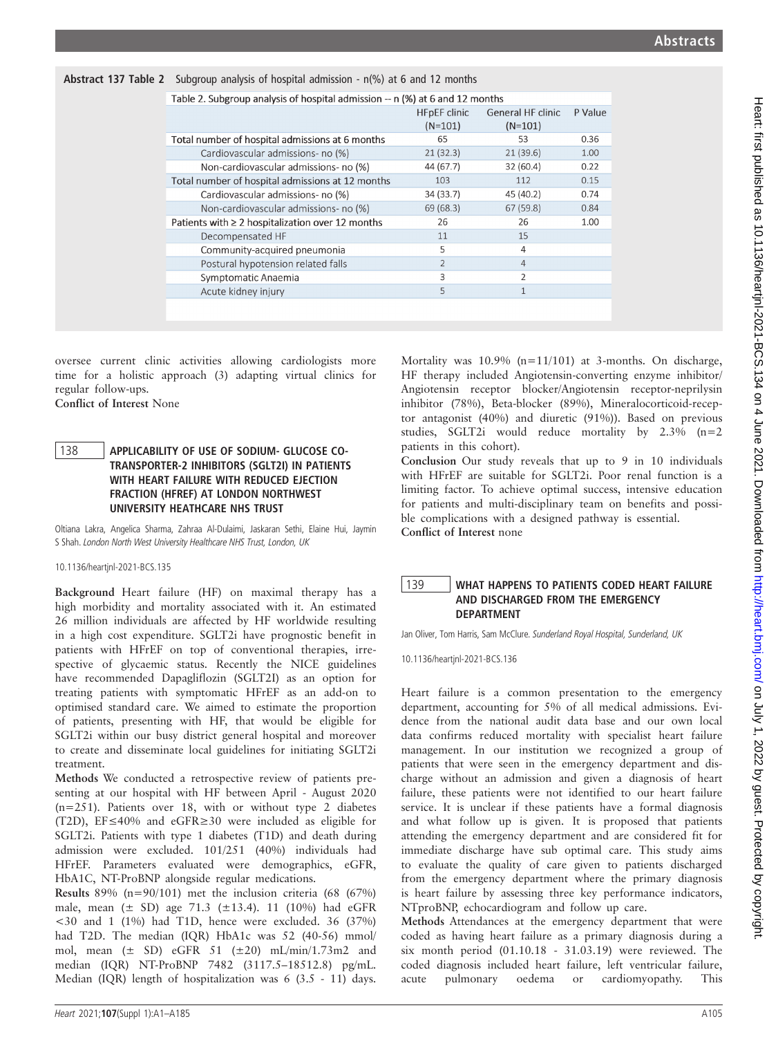**Abstract 137 Table 2** Subgroup analysis of hospital admission - n(%) at 6 and 12 months

Table 2. Subgroup analysis of hospital admission -- n (%) at 6 and 12 months

| | HFpEF clinic (N=101) | General HF clinic (N=101) | P Value |
|---|---|---|---|
| Total number of hospital admissions at 6 months | 65 | 53 | 0.36 |
| Cardiovascular admissions- no (%) | 21 (32.3) | 21 (39.6) | 1.00 |
| Non-cardiovascular admissions- no (%) | 44 (67.7) | 32 (60.4) | 0.22 |
| Total number of hospital admissions at 12 months | 103 | 112 | 0.15 |
| Cardiovascular admissions- no (%) | 34 (33.7) | 45 (40.2) | 0.74 |
| Non-cardiovascular admissions- no (%) | 69 (68.3) | 67 (59.8) | 0.84 |
| Patients with ≥ 2 hospitalization over 12 months | 26 | 26 | 1.00 |
| Decompensated HF | 11 | 15 | |
| Community-acquired pneumonia | 5 | 4 | |
| Postural hypotension related falls | 2 | 4 | |
| Symptomatic Anaemia | 3 | 2 | |
| Acute kidney injury | 5 | 1 | |

oversee current clinic activities allowing cardiologists more time for a holistic approach (3) adapting virtual clinics for regular follow-ups.

**Conflict of Interest** None

## 138 APPLICABILITY OF USE OF SODIUM- GLUCOSE CO-TRANSPORTER-2 INHIBITORS (SGLT2I) IN PATIENTS WITH HEART FAILURE WITH REDUCED EJECTION FRACTION (HFREF) AT LONDON NORTHWEST UNIVERSITY HEATHCARE NHS TRUST

Oltiana Lakra, Angelica Sharma, Zahraa Al-Dulaimi, Jaskaran Sethi, Elaine Hui, Jaymin S Shah. *London North West University Healthcare NHS Trust, London, UK*

10.1136/heartjnl-2021-BCS.135

**Background** Heart failure (HF) on maximal therapy has a high morbidity and mortality associated with it. An estimated 26 million individuals are affected by HF worldwide resulting in a high cost expenditure. SGLT2i have prognostic benefit in patients with HFrEF on top of conventional therapies, irrespective of glycaemic status. Recently the NICE guidelines have recommended Dapagliflozin (SGLT2I) as an option for treating patients with symptomatic HFrEF as an add-on to optimised standard care. We aimed to estimate the proportion of patients, presenting with HF, that would be eligible for SGLT2i within our busy district general hospital and moreover to create and disseminate local guidelines for initiating SGLT2i treatment.

**Methods** We conducted a retrospective review of patients presenting at our hospital with HF between April - August 2020 (n=251). Patients over 18, with or without type 2 diabetes (T2D), EF≤40% and eGFR≥30 were included as eligible for SGLT2i. Patients with type 1 diabetes (T1D) and death during admission were excluded. 101/251 (40%) individuals had HFrEF. Parameters evaluated were demographics, eGFR, HbA1C, NT-ProBNP alongside regular medications.

**Results** 89% (n=90/101) met the inclusion criteria (68 (67%) male, mean (± SD) age 71.3 (±13.4). 11 (10%) had eGFR <30 and 1 (1%) had T1D, hence were excluded. 36 (37%) had T2D. The median (IQR) HbA1c was 52 (40-56) mmol/mol, mean (± SD) eGFR 51 (±20) mL/min/1.73m2 and median (IQR) NT-ProBNP 7482 (3117.5–18512.8) pg/mL. Median (IQR) length of hospitalization was 6 (3.5 - 11) days. Mortality was 10.9% (n=11/101) at 3-months. On discharge, HF therapy included Angiotensin-converting enzyme inhibitor/ Angiotensin receptor blocker/Angiotensin receptor-neprilysin inhibitor (78%), Beta-blocker (89%), Mineralocorticoid-receptor antagonist (40%) and diuretic (91%)). Based on previous studies, SGLT2i would reduce mortality by 2.3% (n=2 patients in this cohort).

**Conclusion** Our study reveals that up to 9 in 10 individuals with HFrEF are suitable for SGLT2i. Poor renal function is a limiting factor. To achieve optimal success, intensive education for patients and multi-disciplinary team on benefits and possible complications with a designed pathway is essential.

**Conflict of Interest** none

## 139 WHAT HAPPENS TO PATIENTS CODED HEART FAILURE AND DISCHARGED FROM THE EMERGENCY DEPARTMENT

Jan Oliver, Tom Harris, Sam McClure. *Sunderland Royal Hospital, Sunderland, UK*

10.1136/heartjnl-2021-BCS.136

Heart failure is a common presentation to the emergency department, accounting for 5% of all medical admissions. Evidence from the national audit data base and our own local data confirms reduced mortality with specialist heart failure management. In our institution we recognized a group of patients that were seen in the emergency department and discharge without an admission and given a diagnosis of heart failure, these patients were not identified to our heart failure service. It is unclear if these patients have a formal diagnosis and what follow up is given. It is proposed that patients attending the emergency department and are considered fit for immediate discharge have sub optimal care. This study aims to evaluate the quality of care given to patients discharged from the emergency department where the primary diagnosis is heart failure by assessing three key performance indicators, NTproBNP, echocardiogram and follow up care.

**Methods** Attendances at the emergency department that were coded as having heart failure as a primary diagnosis during a six month period (01.10.18 - 31.03.19) were reviewed. The coded diagnosis included heart failure, left ventricular failure, acute pulmonary oedema or cardiomyopathy. This